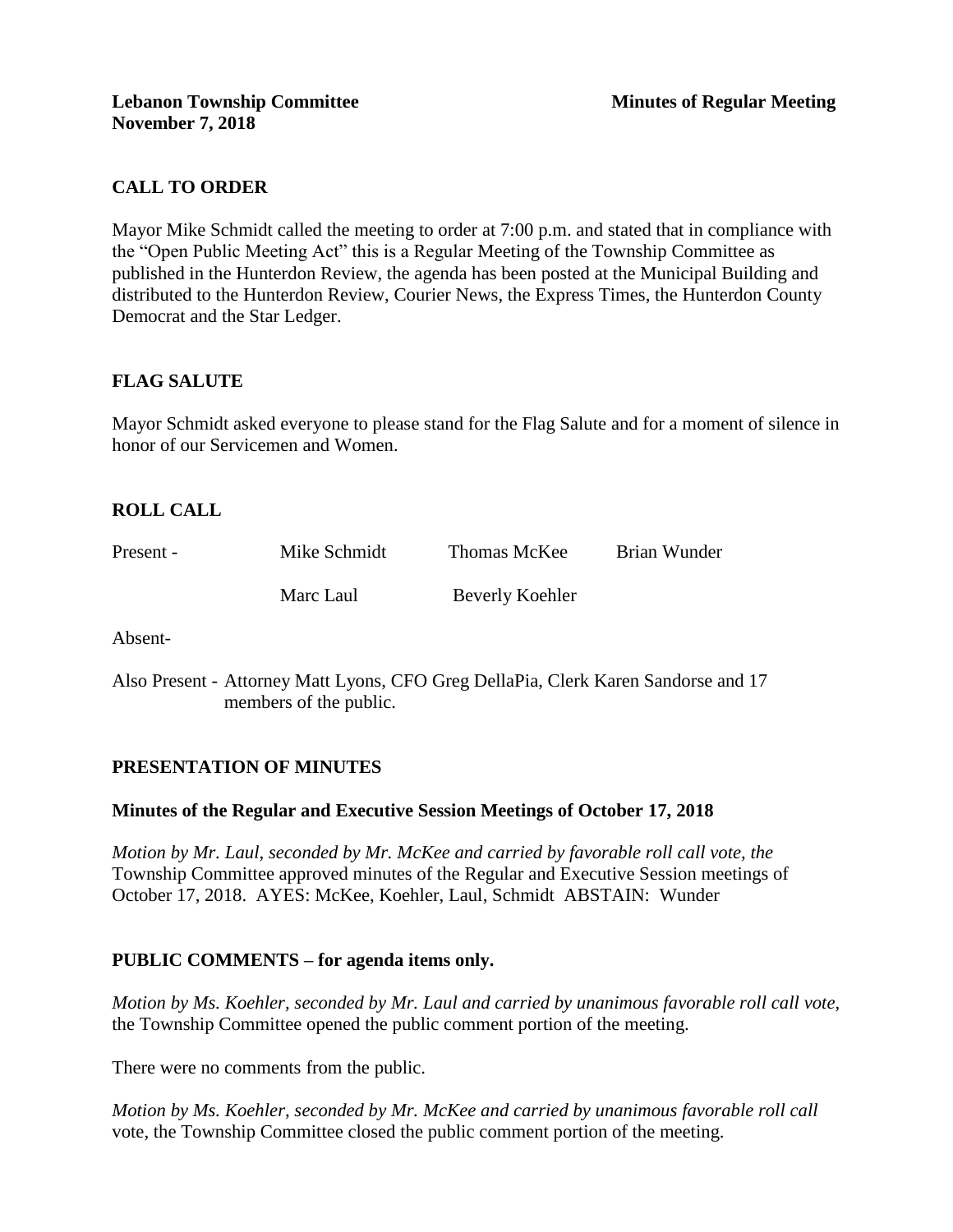**Lebanon Township Committee** **Minutes of Regular Meeting**
**November 7, 2018**

## CALL TO ORDER

Mayor Mike Schmidt called the meeting to order at 7:00 p.m. and stated that in compliance with the "Open Public Meeting Act" this is a Regular Meeting of the Township Committee as published in the Hunterdon Review, the agenda has been posted at the Municipal Building and distributed to the Hunterdon Review, Courier News, the Express Times, the Hunterdon County Democrat and the Star Ledger.

## FLAG SALUTE

Mayor Schmidt asked everyone to please stand for the Flag Salute and for a moment of silence in honor of our Servicemen and Women.

## ROLL CALL

| Present - | Mike Schmidt | Thomas McKee | Brian Wunder |
|---|---|---|---|
| | Marc Laul | Beverly Koehler | |

Absent-

Also Present - Attorney Matt Lyons, CFO Greg DellaPia, Clerk Karen Sandorse and 17 members of the public.

## PRESENTATION OF MINUTES

### Minutes of the Regular and Executive Session Meetings of October 17, 2018

*Motion by Mr. Laul, seconded by Mr. McKee and carried by favorable roll call vote, the* Township Committee approved minutes of the Regular and Executive Session meetings of October 17, 2018. AYES: McKee, Koehler, Laul, Schmidt ABSTAIN: Wunder

## PUBLIC COMMENTS – for agenda items only.

*Motion by Ms. Koehler, seconded by Mr. Laul and carried by unanimous favorable roll call vote,* the Township Committee opened the public comment portion of the meeting.

There were no comments from the public.

*Motion by Ms. Koehler, seconded by Mr. McKee and carried by unanimous favorable roll call* vote, the Township Committee closed the public comment portion of the meeting.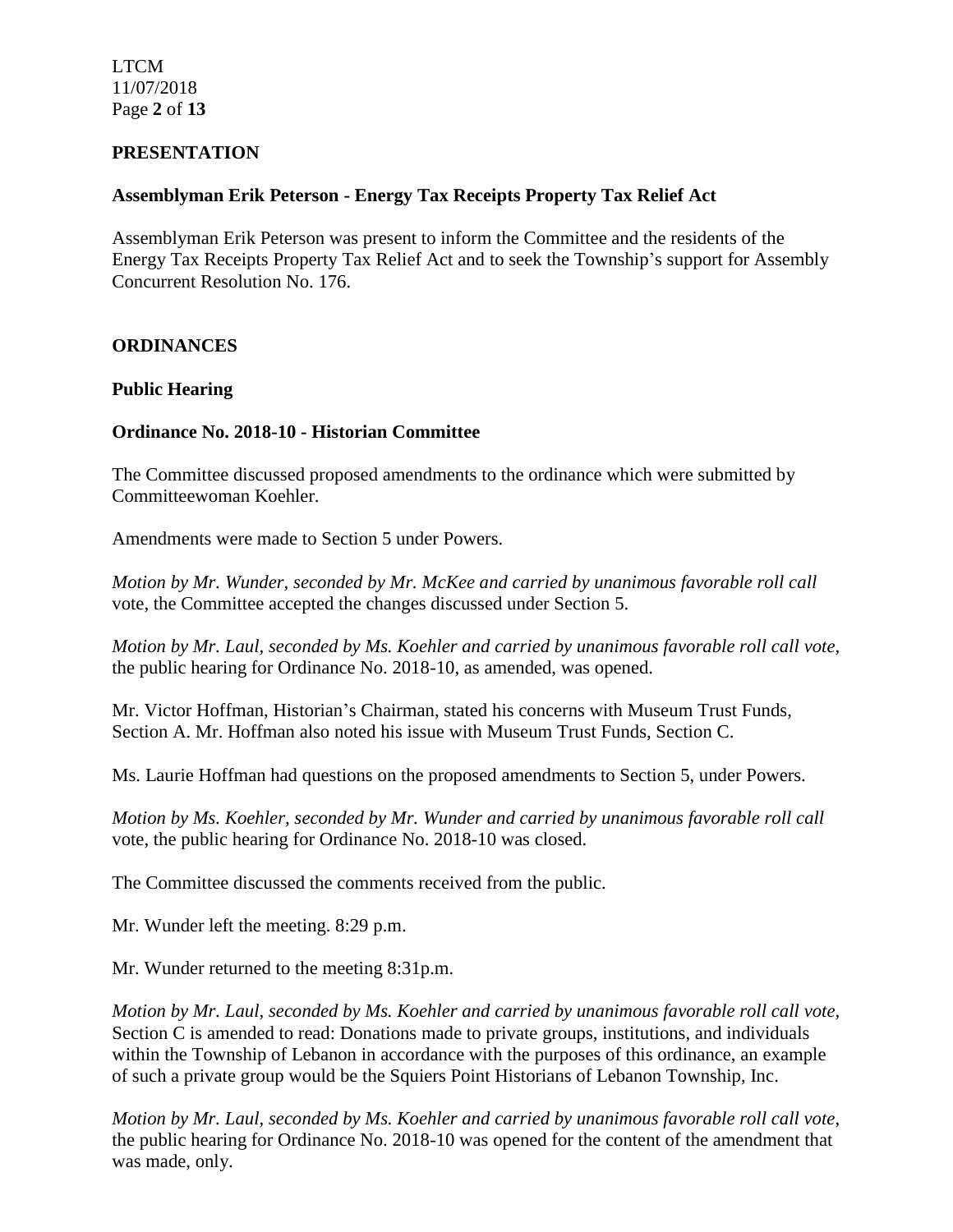## PRESENTATION

### Assemblyman Erik Peterson - Energy Tax Receipts Property Tax Relief Act

Assemblyman Erik Peterson was present to inform the Committee and the residents of the Energy Tax Receipts Property Tax Relief Act and to seek the Township's support for Assembly Concurrent Resolution No. 176.

## ORDINANCES

### Public Hearing

### Ordinance No. 2018-10 - Historian Committee

The Committee discussed proposed amendments to the ordinance which were submitted by Committeewoman Koehler.

Amendments were made to Section 5 under Powers.

*Motion by Mr. Wunder, seconded by Mr. McKee and carried by unanimous favorable roll call* vote, the Committee accepted the changes discussed under Section 5.

*Motion by Mr. Laul, seconded by Ms. Koehler and carried by unanimous favorable roll call vote,* the public hearing for Ordinance No. 2018-10, as amended, was opened.

Mr. Victor Hoffman, Historian's Chairman, stated his concerns with Museum Trust Funds, Section A. Mr. Hoffman also noted his issue with Museum Trust Funds, Section C.

Ms. Laurie Hoffman had questions on the proposed amendments to Section 5, under Powers.

*Motion by Ms. Koehler, seconded by Mr. Wunder and carried by unanimous favorable roll call* vote, the public hearing for Ordinance No. 2018-10 was closed.

The Committee discussed the comments received from the public.

Mr. Wunder left the meeting. 8:29 p.m.

Mr. Wunder returned to the meeting 8:31p.m.

*Motion by Mr. Laul, seconded by Ms. Koehler and carried by unanimous favorable roll call vote,* Section C is amended to read: Donations made to private groups, institutions, and individuals within the Township of Lebanon in accordance with the purposes of this ordinance, an example of such a private group would be the Squiers Point Historians of Lebanon Township, Inc.

*Motion by Mr. Laul, seconded by Ms. Koehler and carried by unanimous favorable roll call vote,* the public hearing for Ordinance No. 2018-10 was opened for the content of the amendment that was made, only.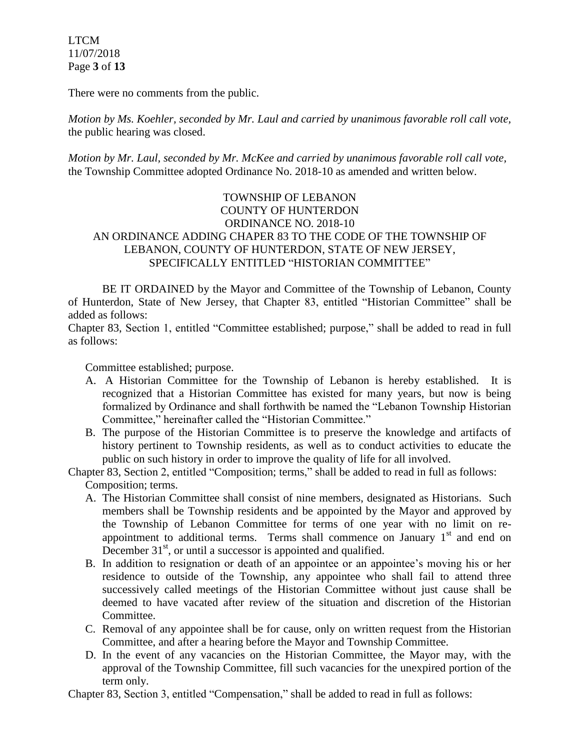There were no comments from the public.

*Motion by Ms. Koehler, seconded by Mr. Laul and carried by unanimous favorable roll call vote,* the public hearing was closed.

*Motion by Mr. Laul, seconded by Mr. McKee and carried by unanimous favorable roll call vote,* the Township Committee adopted Ordinance No. 2018-10 as amended and written below.

TOWNSHIP OF LEBANON
COUNTY OF HUNTERDON
ORDINANCE NO. 2018-10
AN ORDINANCE ADDING CHAPER 83 TO THE CODE OF THE TOWNSHIP OF LEBANON, COUNTY OF HUNTERDON, STATE OF NEW JERSEY, SPECIFICALLY ENTITLED "HISTORIAN COMMITTEE"

BE IT ORDAINED by the Mayor and Committee of the Township of Lebanon, County of Hunterdon, State of New Jersey, that Chapter 83, entitled "Historian Committee" shall be added as follows:

Chapter 83, Section 1, entitled "Committee established; purpose," shall be added to read in full as follows:

Committee established; purpose.

A. A Historian Committee for the Township of Lebanon is hereby established. It is recognized that a Historian Committee has existed for many years, but now is being formalized by Ordinance and shall forthwith be named the "Lebanon Township Historian Committee," hereinafter called the "Historian Committee."
B. The purpose of the Historian Committee is to preserve the knowledge and artifacts of history pertinent to Township residents, as well as to conduct activities to educate the public on such history in order to improve the quality of life for all involved.

Chapter 83, Section 2, entitled "Composition; terms," shall be added to read in full as follows:

Composition; terms.

A. The Historian Committee shall consist of nine members, designated as Historians. Such members shall be Township residents and be appointed by the Mayor and approved by the Township of Lebanon Committee for terms of one year with no limit on re-appointment to additional terms. Terms shall commence on January 1st and end on December 31st, or until a successor is appointed and qualified.
B. In addition to resignation or death of an appointee or an appointee's moving his or her residence to outside of the Township, any appointee who shall fail to attend three successively called meetings of the Historian Committee without just cause shall be deemed to have vacated after review of the situation and discretion of the Historian Committee.
C. Removal of any appointee shall be for cause, only on written request from the Historian Committee, and after a hearing before the Mayor and Township Committee.
D. In the event of any vacancies on the Historian Committee, the Mayor may, with the approval of the Township Committee, fill such vacancies for the unexpired portion of the term only.

Chapter 83, Section 3, entitled "Compensation," shall be added to read in full as follows: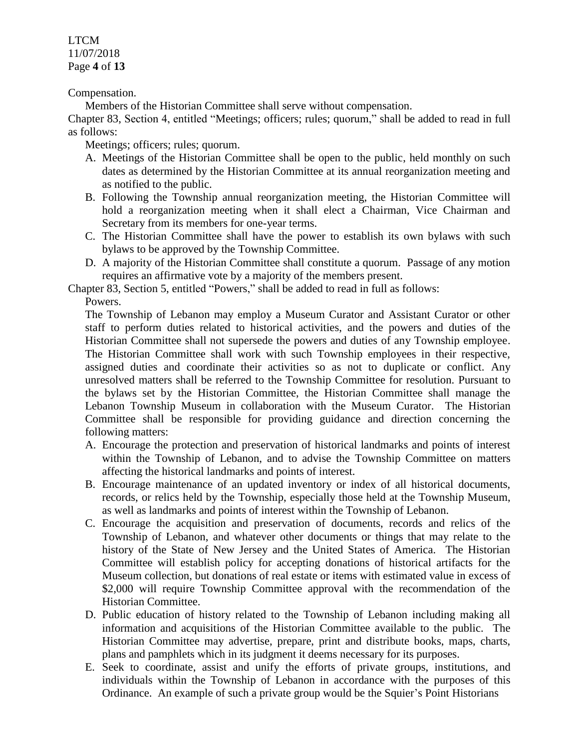Compensation.

Members of the Historian Committee shall serve without compensation.

Chapter 83, Section 4, entitled "Meetings; officers; rules; quorum," shall be added to read in full as follows:

Meetings; officers; rules; quorum.

A. Meetings of the Historian Committee shall be open to the public, held monthly on such dates as determined by the Historian Committee at its annual reorganization meeting and as notified to the public.
B. Following the Township annual reorganization meeting, the Historian Committee will hold a reorganization meeting when it shall elect a Chairman, Vice Chairman and Secretary from its members for one-year terms.
C. The Historian Committee shall have the power to establish its own bylaws with such bylaws to be approved by the Township Committee.
D. A majority of the Historian Committee shall constitute a quorum. Passage of any motion requires an affirmative vote by a majority of the members present.

Chapter 83, Section 5, entitled "Powers," shall be added to read in full as follows:

Powers.

The Township of Lebanon may employ a Museum Curator and Assistant Curator or other staff to perform duties related to historical activities, and the powers and duties of the Historian Committee shall not supersede the powers and duties of any Township employee. The Historian Committee shall work with such Township employees in their respective, assigned duties and coordinate their activities so as not to duplicate or conflict. Any unresolved matters shall be referred to the Township Committee for resolution. Pursuant to the bylaws set by the Historian Committee, the Historian Committee shall manage the Lebanon Township Museum in collaboration with the Museum Curator. The Historian Committee shall be responsible for providing guidance and direction concerning the following matters:

A. Encourage the protection and preservation of historical landmarks and points of interest within the Township of Lebanon, and to advise the Township Committee on matters affecting the historical landmarks and points of interest.
B. Encourage maintenance of an updated inventory or index of all historical documents, records, or relics held by the Township, especially those held at the Township Museum, as well as landmarks and points of interest within the Township of Lebanon.
C. Encourage the acquisition and preservation of documents, records and relics of the Township of Lebanon, and whatever other documents or things that may relate to the history of the State of New Jersey and the United States of America. The Historian Committee will establish policy for accepting donations of historical artifacts for the Museum collection, but donations of real estate or items with estimated value in excess of \$2,000 will require Township Committee approval with the recommendation of the Historian Committee.
D. Public education of history related to the Township of Lebanon including making all information and acquisitions of the Historian Committee available to the public. The Historian Committee may advertise, prepare, print and distribute books, maps, charts, plans and pamphlets which in its judgment it deems necessary for its purposes.
E. Seek to coordinate, assist and unify the efforts of private groups, institutions, and individuals within the Township of Lebanon in accordance with the purposes of this Ordinance. An example of such a private group would be the Squier's Point Historians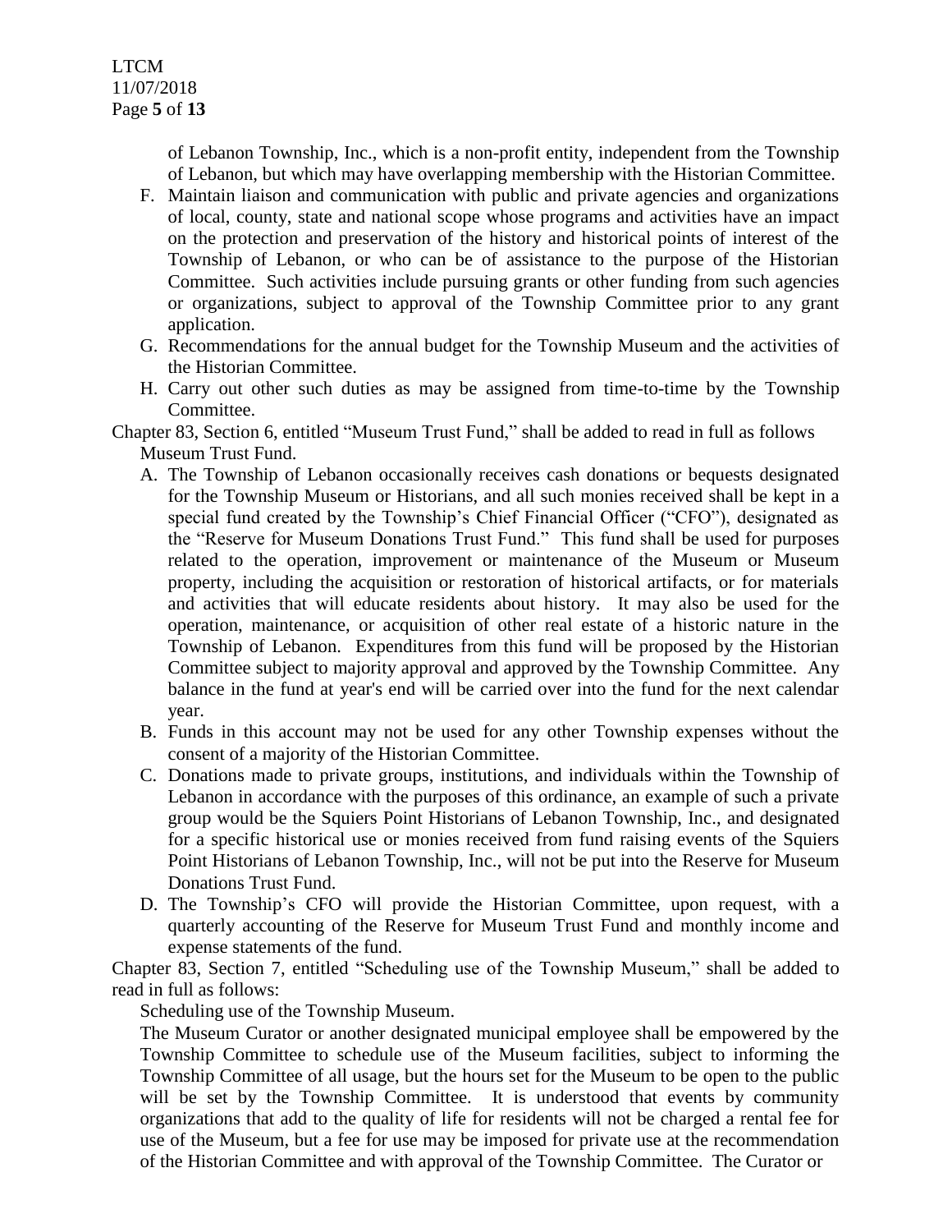of Lebanon Township, Inc., which is a non-profit entity, independent from the Township of Lebanon, but which may have overlapping membership with the Historian Committee.

F. Maintain liaison and communication with public and private agencies and organizations of local, county, state and national scope whose programs and activities have an impact on the protection and preservation of the history and historical points of interest of the Township of Lebanon, or who can be of assistance to the purpose of the Historian Committee. Such activities include pursuing grants or other funding from such agencies or organizations, subject to approval of the Township Committee prior to any grant application.

G. Recommendations for the annual budget for the Township Museum and the activities of the Historian Committee.

H. Carry out other such duties as may be assigned from time-to-time by the Township Committee.

Chapter 83, Section 6, entitled "Museum Trust Fund," shall be added to read in full as follows

Museum Trust Fund.

A. The Township of Lebanon occasionally receives cash donations or bequests designated for the Township Museum or Historians, and all such monies received shall be kept in a special fund created by the Township's Chief Financial Officer ("CFO"), designated as the "Reserve for Museum Donations Trust Fund." This fund shall be used for purposes related to the operation, improvement or maintenance of the Museum or Museum property, including the acquisition or restoration of historical artifacts, or for materials and activities that will educate residents about history. It may also be used for the operation, maintenance, or acquisition of other real estate of a historic nature in the Township of Lebanon. Expenditures from this fund will be proposed by the Historian Committee subject to majority approval and approved by the Township Committee. Any balance in the fund at year's end will be carried over into the fund for the next calendar year.

B. Funds in this account may not be used for any other Township expenses without the consent of a majority of the Historian Committee.

C. Donations made to private groups, institutions, and individuals within the Township of Lebanon in accordance with the purposes of this ordinance, an example of such a private group would be the Squiers Point Historians of Lebanon Township, Inc., and designated for a specific historical use or monies received from fund raising events of the Squiers Point Historians of Lebanon Township, Inc., will not be put into the Reserve for Museum Donations Trust Fund.

D. The Township's CFO will provide the Historian Committee, upon request, with a quarterly accounting of the Reserve for Museum Trust Fund and monthly income and expense statements of the fund.

Chapter 83, Section 7, entitled "Scheduling use of the Township Museum," shall be added to read in full as follows:

Scheduling use of the Township Museum.

The Museum Curator or another designated municipal employee shall be empowered by the Township Committee to schedule use of the Museum facilities, subject to informing the Township Committee of all usage, but the hours set for the Museum to be open to the public will be set by the Township Committee. It is understood that events by community organizations that add to the quality of life for residents will not be charged a rental fee for use of the Museum, but a fee for use may be imposed for private use at the recommendation of the Historian Committee and with approval of the Township Committee. The Curator or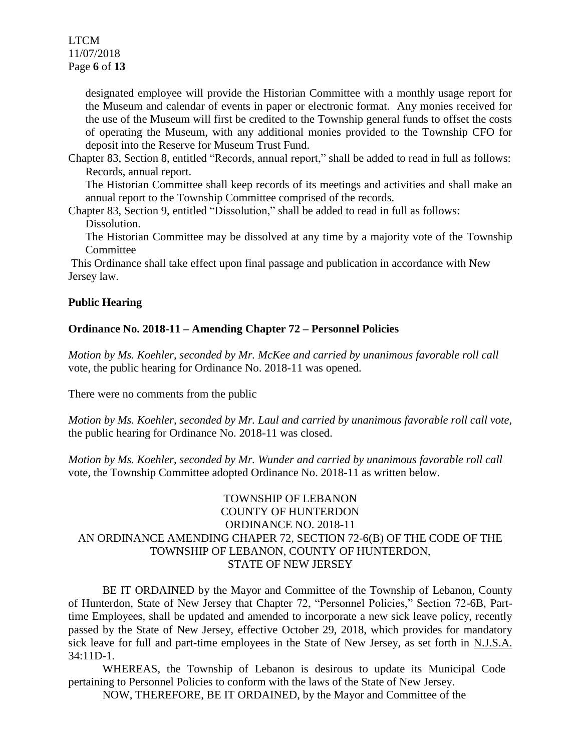designated employee will provide the Historian Committee with a monthly usage report for the Museum and calendar of events in paper or electronic format. Any monies received for the use of the Museum will first be credited to the Township general funds to offset the costs of operating the Museum, with any additional monies provided to the Township CFO for deposit into the Reserve for Museum Trust Fund.

Chapter 83, Section 8, entitled "Records, annual report," shall be added to read in full as follows:

Records, annual report.

The Historian Committee shall keep records of its meetings and activities and shall make an annual report to the Township Committee comprised of the records.

Chapter 83, Section 9, entitled "Dissolution," shall be added to read in full as follows:

Dissolution.

The Historian Committee may be dissolved at any time by a majority vote of the Township Committee

This Ordinance shall take effect upon final passage and publication in accordance with New Jersey law.

**Public Hearing**

**Ordinance No. 2018-11 – Amending Chapter 72 – Personnel Policies**

*Motion by Ms. Koehler, seconded by Mr. McKee and carried by unanimous favorable roll call* vote, the public hearing for Ordinance No. 2018-11 was opened.

There were no comments from the public

*Motion by Ms. Koehler, seconded by Mr. Laul and carried by unanimous favorable roll call vote,* the public hearing for Ordinance No. 2018-11 was closed.

*Motion by Ms. Koehler, seconded by Mr. Wunder and carried by unanimous favorable roll call* vote, the Township Committee adopted Ordinance No. 2018-11 as written below.

TOWNSHIP OF LEBANON
COUNTY OF HUNTERDON
ORDINANCE NO. 2018-11
AN ORDINANCE AMENDING CHAPER 72, SECTION 72-6(B) OF THE CODE OF THE TOWNSHIP OF LEBANON, COUNTY OF HUNTERDON, STATE OF NEW JERSEY

BE IT ORDAINED by the Mayor and Committee of the Township of Lebanon, County of Hunterdon, State of New Jersey that Chapter 72, "Personnel Policies," Section 72-6B, Part-time Employees, shall be updated and amended to incorporate a new sick leave policy, recently passed by the State of New Jersey, effective October 29, 2018, which provides for mandatory sick leave for full and part-time employees in the State of New Jersey, as set forth in N.J.S.A. 34:11D-1.

WHEREAS, the Township of Lebanon is desirous to update its Municipal Code pertaining to Personnel Policies to conform with the laws of the State of New Jersey.

NOW, THEREFORE, BE IT ORDAINED, by the Mayor and Committee of the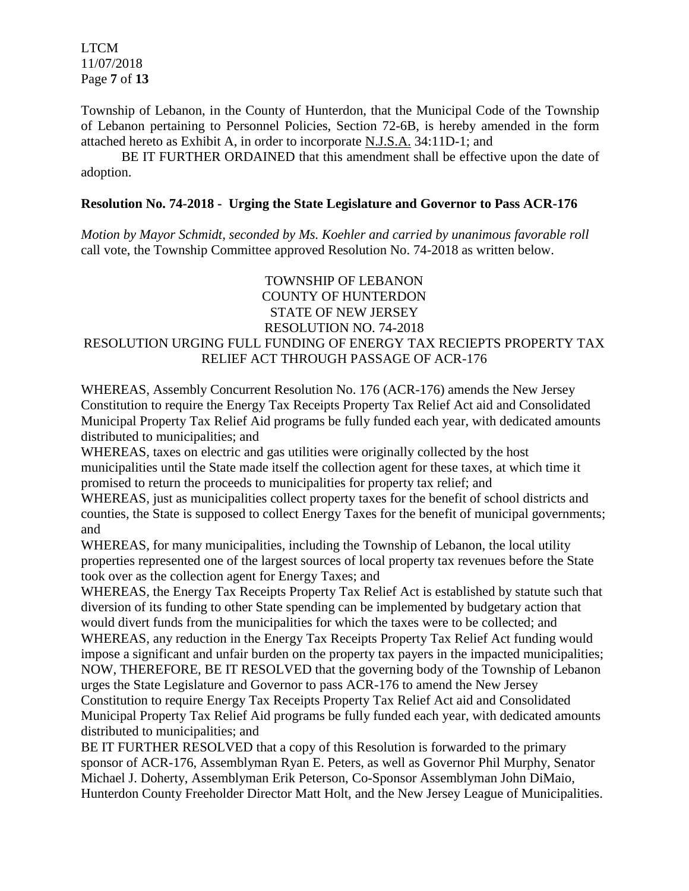Township of Lebanon, in the County of Hunterdon, that the Municipal Code of the Township of Lebanon pertaining to Personnel Policies, Section 72-6B, is hereby amended in the form attached hereto as Exhibit A, in order to incorporate N.J.S.A. 34:11D-1; and

BE IT FURTHER ORDAINED that this amendment shall be effective upon the date of adoption.

**Resolution No. 74-2018 - Urging the State Legislature and Governor to Pass ACR-176**

*Motion by Mayor Schmidt, seconded by Ms. Koehler and carried by unanimous favorable roll* call vote, the Township Committee approved Resolution No. 74-2018 as written below.

TOWNSHIP OF LEBANON
COUNTY OF HUNTERDON
STATE OF NEW JERSEY
RESOLUTION NO. 74-2018
RESOLUTION URGING FULL FUNDING OF ENERGY TAX RECIEPTS PROPERTY TAX RELIEF ACT THROUGH PASSAGE OF ACR-176

WHEREAS, Assembly Concurrent Resolution No. 176 (ACR-176) amends the New Jersey Constitution to require the Energy Tax Receipts Property Tax Relief Act aid and Consolidated Municipal Property Tax Relief Aid programs be fully funded each year, with dedicated amounts distributed to municipalities; and

WHEREAS, taxes on electric and gas utilities were originally collected by the host municipalities until the State made itself the collection agent for these taxes, at which time it promised to return the proceeds to municipalities for property tax relief; and

WHEREAS, just as municipalities collect property taxes for the benefit of school districts and counties, the State is supposed to collect Energy Taxes for the benefit of municipal governments; and

WHEREAS, for many municipalities, including the Township of Lebanon, the local utility properties represented one of the largest sources of local property tax revenues before the State took over as the collection agent for Energy Taxes; and

WHEREAS, the Energy Tax Receipts Property Tax Relief Act is established by statute such that diversion of its funding to other State spending can be implemented by budgetary action that would divert funds from the municipalities for which the taxes were to be collected; and

WHEREAS, any reduction in the Energy Tax Receipts Property Tax Relief Act funding would impose a significant and unfair burden on the property tax payers in the impacted municipalities;

NOW, THEREFORE, BE IT RESOLVED that the governing body of the Township of Lebanon urges the State Legislature and Governor to pass ACR-176 to amend the New Jersey Constitution to require Energy Tax Receipts Property Tax Relief Act aid and Consolidated Municipal Property Tax Relief Aid programs be fully funded each year, with dedicated amounts distributed to municipalities; and

BE IT FURTHER RESOLVED that a copy of this Resolution is forwarded to the primary sponsor of ACR-176, Assemblyman Ryan E. Peters, as well as Governor Phil Murphy, Senator Michael J. Doherty, Assemblyman Erik Peterson, Co-Sponsor Assemblyman John DiMaio, Hunterdon County Freeholder Director Matt Holt, and the New Jersey League of Municipalities.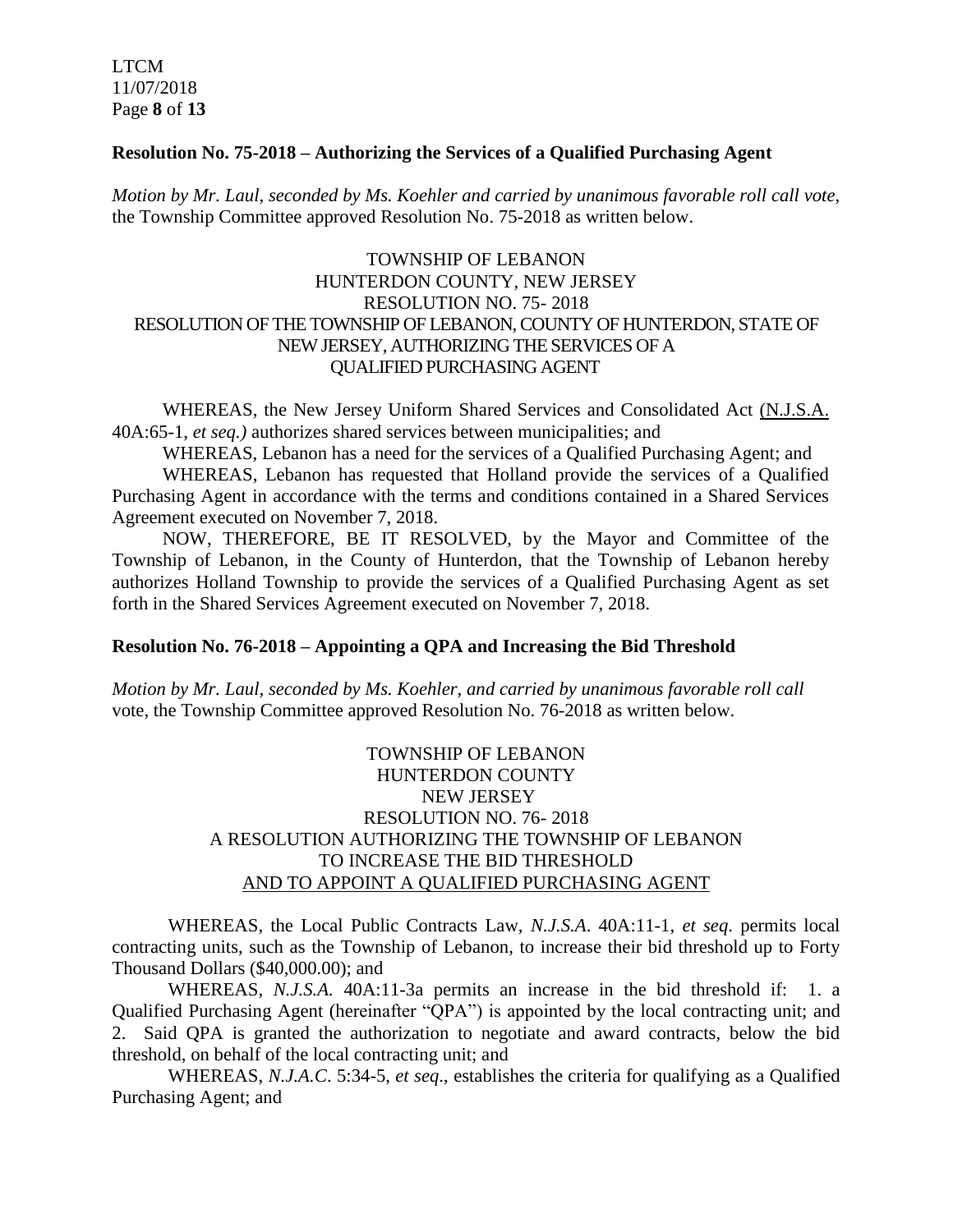**Resolution No. 75-2018 – Authorizing the Services of a Qualified Purchasing Agent**

*Motion by Mr. Laul, seconded by Ms. Koehler and carried by unanimous favorable roll call vote,* the Township Committee approved Resolution No. 75-2018 as written below.

TOWNSHIP OF LEBANON
HUNTERDON COUNTY, NEW JERSEY
RESOLUTION NO. 75- 2018
RESOLUTION OF THE TOWNSHIP OF LEBANON, COUNTY OF HUNTERDON, STATE OF NEW JERSEY, AUTHORIZING THE SERVICES OF A QUALIFIED PURCHASING AGENT

WHEREAS, the New Jersey Uniform Shared Services and Consolidated Act (N.J.S.A. 40A:65-1, *et seq.)* authorizes shared services between municipalities; and

WHEREAS, Lebanon has a need for the services of a Qualified Purchasing Agent; and

WHEREAS, Lebanon has requested that Holland provide the services of a Qualified Purchasing Agent in accordance with the terms and conditions contained in a Shared Services Agreement executed on November 7, 2018.

NOW, THEREFORE, BE IT RESOLVED, by the Mayor and Committee of the Township of Lebanon, in the County of Hunterdon, that the Township of Lebanon hereby authorizes Holland Township to provide the services of a Qualified Purchasing Agent as set forth in the Shared Services Agreement executed on November 7, 2018.

**Resolution No. 76-2018 – Appointing a QPA and Increasing the Bid Threshold**

*Motion by Mr. Laul, seconded by Ms. Koehler, and carried by unanimous favorable roll call* vote, the Township Committee approved Resolution No. 76-2018 as written below.

TOWNSHIP OF LEBANON
HUNTERDON COUNTY
NEW JERSEY
RESOLUTION NO. 76- 2018
A RESOLUTION AUTHORIZING THE TOWNSHIP OF LEBANON TO INCREASE THE BID THRESHOLD
AND TO APPOINT A QUALIFIED PURCHASING AGENT

WHEREAS, the Local Public Contracts Law, *N.J.S.A.* 40A:11-1, *et seq*. permits local contracting units, such as the Township of Lebanon, to increase their bid threshold up to Forty Thousand Dollars ($40,000.00); and

WHEREAS, *N.J.S.A.* 40A:11-3a permits an increase in the bid threshold if: 1. a Qualified Purchasing Agent (hereinafter "QPA") is appointed by the local contracting unit; and 2. Said QPA is granted the authorization to negotiate and award contracts, below the bid threshold, on behalf of the local contracting unit; and

WHEREAS, *N.J.A.C*. 5:34-5, *et seq*., establishes the criteria for qualifying as a Qualified Purchasing Agent; and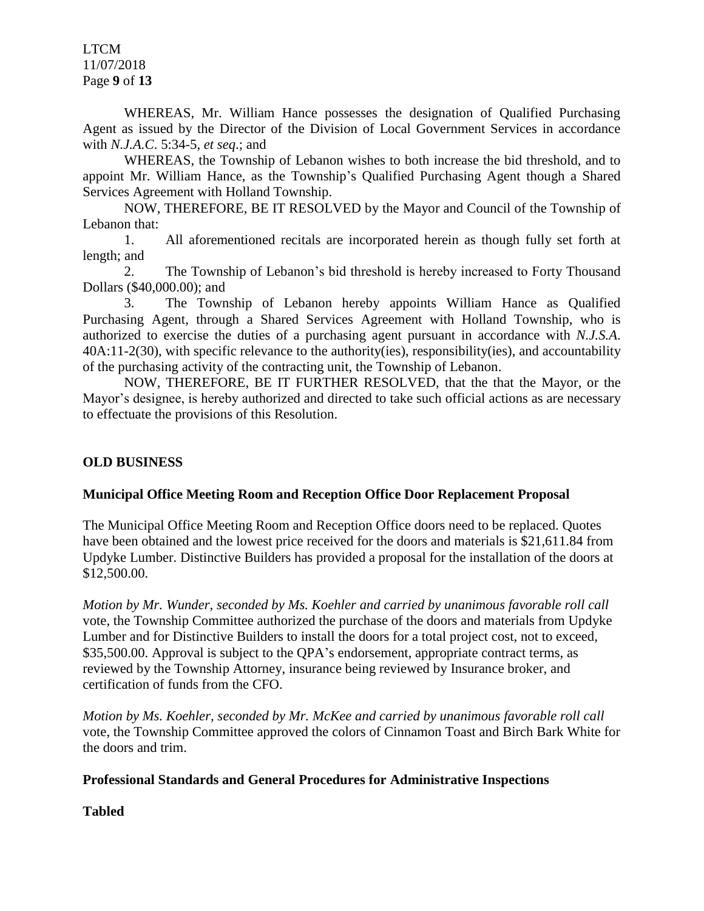WHEREAS, Mr. William Hance possesses the designation of Qualified Purchasing Agent as issued by the Director of the Division of Local Government Services in accordance with *N.J.A.C*. 5:34-5, *et seq*.; and

WHEREAS, the Township of Lebanon wishes to both increase the bid threshold, and to appoint Mr. William Hance, as the Township's Qualified Purchasing Agent though a Shared Services Agreement with Holland Township.

NOW, THEREFORE, BE IT RESOLVED by the Mayor and Council of the Township of Lebanon that:

1. All aforementioned recitals are incorporated herein as though fully set forth at length; and
2. The Township of Lebanon's bid threshold is hereby increased to Forty Thousand Dollars ($40,000.00); and
3. The Township of Lebanon hereby appoints William Hance as Qualified Purchasing Agent, through a Shared Services Agreement with Holland Township, who is authorized to exercise the duties of a purchasing agent pursuant in accordance with *N.J.S.A.* 40A:11-2(30), with specific relevance to the authority(ies), responsibility(ies), and accountability of the purchasing activity of the contracting unit, the Township of Lebanon.

NOW, THEREFORE, BE IT FURTHER RESOLVED, that the that the Mayor, or the Mayor's designee, is hereby authorized and directed to take such official actions as are necessary to effectuate the provisions of this Resolution.

## OLD BUSINESS

### Municipal Office Meeting Room and Reception Office Door Replacement Proposal

The Municipal Office Meeting Room and Reception Office doors need to be replaced. Quotes have been obtained and the lowest price received for the doors and materials is $21,611.84 from Updyke Lumber. Distinctive Builders has provided a proposal for the installation of the doors at $12,500.00.

*Motion by Mr. Wunder, seconded by Ms. Koehler and carried by unanimous favorable roll call* vote, the Township Committee authorized the purchase of the doors and materials from Updyke Lumber and for Distinctive Builders to install the doors for a total project cost, not to exceed, $35,500.00. Approval is subject to the QPA's endorsement, appropriate contract terms, as reviewed by the Township Attorney, insurance being reviewed by Insurance broker, and certification of funds from the CFO.

*Motion by Ms. Koehler, seconded by Mr. McKee and carried by unanimous favorable roll call* vote, the Township Committee approved the colors of Cinnamon Toast and Birch Bark White for the doors and trim.

### Professional Standards and General Procedures for Administrative Inspections

**Tabled**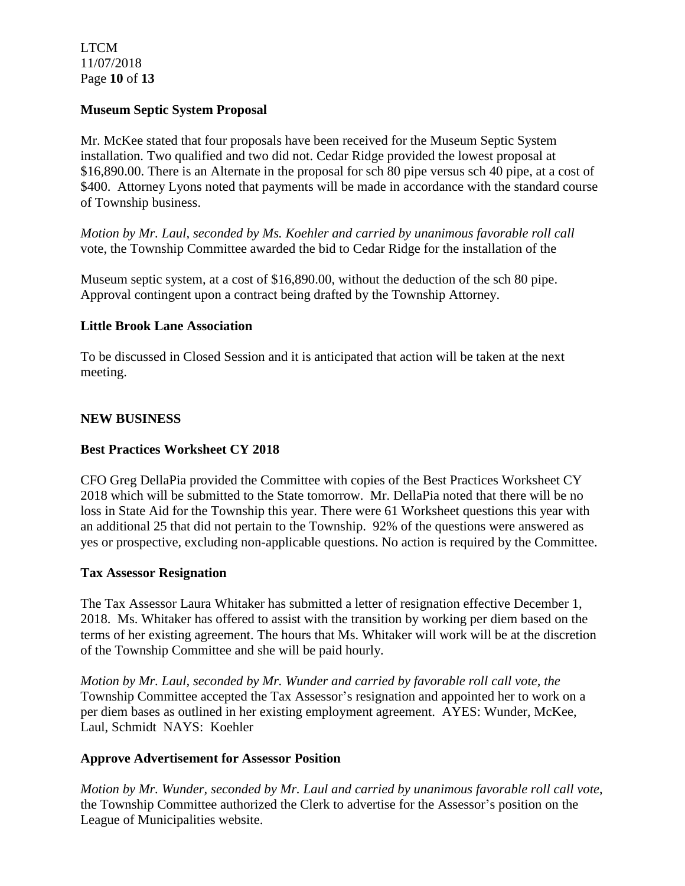**Museum Septic System Proposal**

Mr. McKee stated that four proposals have been received for the Museum Septic System installation. Two qualified and two did not. Cedar Ridge provided the lowest proposal at $16,890.00. There is an Alternate in the proposal for sch 80 pipe versus sch 40 pipe, at a cost of $400. Attorney Lyons noted that payments will be made in accordance with the standard course of Township business.

*Motion by Mr. Laul, seconded by Ms. Koehler and carried by unanimous favorable roll call* vote, the Township Committee awarded the bid to Cedar Ridge for the installation of the

Museum septic system, at a cost of $16,890.00, without the deduction of the sch 80 pipe. Approval contingent upon a contract being drafted by the Township Attorney.

**Little Brook Lane Association**

To be discussed in Closed Session and it is anticipated that action will be taken at the next meeting.

**NEW BUSINESS**

**Best Practices Worksheet CY 2018**

CFO Greg DellaPia provided the Committee with copies of the Best Practices Worksheet CY 2018 which will be submitted to the State tomorrow. Mr. DellaPia noted that there will be no loss in State Aid for the Township this year. There were 61 Worksheet questions this year with an additional 25 that did not pertain to the Township. 92% of the questions were answered as yes or prospective, excluding non-applicable questions. No action is required by the Committee.

**Tax Assessor Resignation**

The Tax Assessor Laura Whitaker has submitted a letter of resignation effective December 1, 2018. Ms. Whitaker has offered to assist with the transition by working per diem based on the terms of her existing agreement. The hours that Ms. Whitaker will work will be at the discretion of the Township Committee and she will be paid hourly.

*Motion by Mr. Laul, seconded by Mr. Wunder and carried by favorable roll call vote, the* Township Committee accepted the Tax Assessor's resignation and appointed her to work on a per diem bases as outlined in her existing employment agreement. AYES: Wunder, McKee, Laul, Schmidt NAYS: Koehler

**Approve Advertisement for Assessor Position**

*Motion by Mr. Wunder, seconded by Mr. Laul and carried by unanimous favorable roll call vote,* the Township Committee authorized the Clerk to advertise for the Assessor's position on the League of Municipalities website.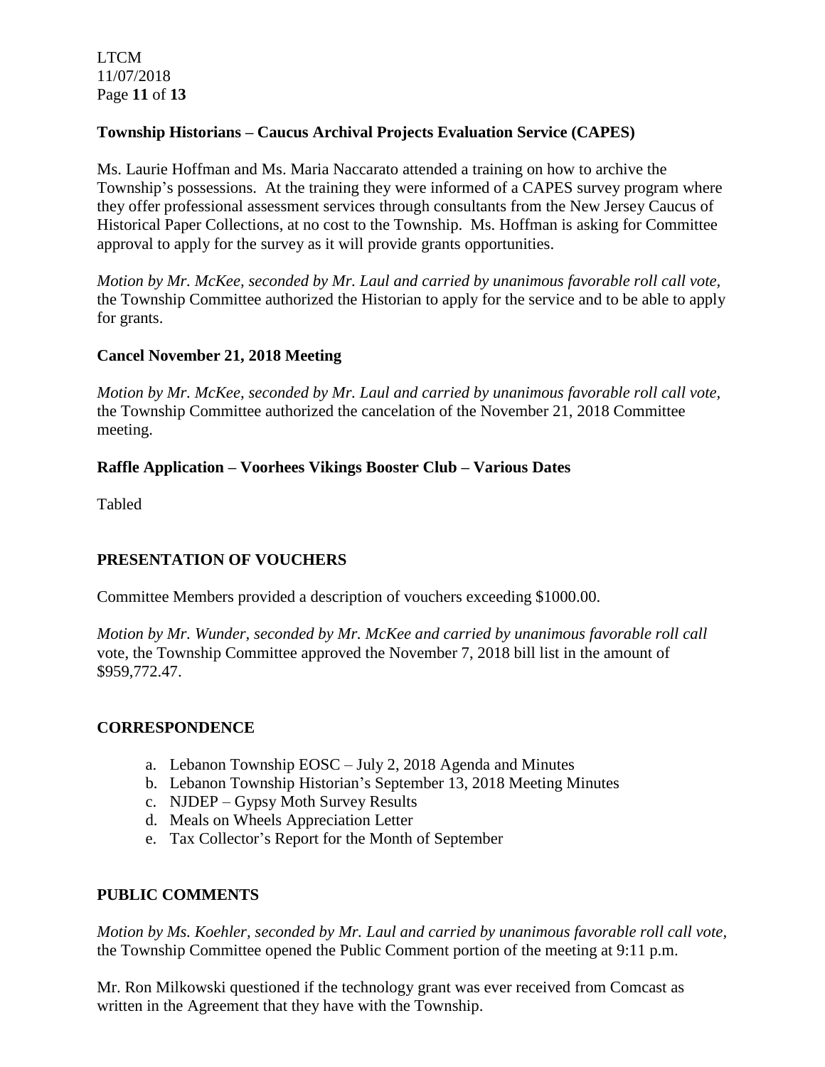**Township Historians – Caucus Archival Projects Evaluation Service (CAPES)**

Ms. Laurie Hoffman and Ms. Maria Naccarato attended a training on how to archive the Township's possessions. At the training they were informed of a CAPES survey program where they offer professional assessment services through consultants from the New Jersey Caucus of Historical Paper Collections, at no cost to the Township. Ms. Hoffman is asking for Committee approval to apply for the survey as it will provide grants opportunities.

*Motion by Mr. McKee, seconded by Mr. Laul and carried by unanimous favorable roll call vote,* the Township Committee authorized the Historian to apply for the service and to be able to apply for grants.

**Cancel November 21, 2018 Meeting**

*Motion by Mr. McKee, seconded by Mr. Laul and carried by unanimous favorable roll call vote,* the Township Committee authorized the cancelation of the November 21, 2018 Committee meeting.

**Raffle Application – Voorhees Vikings Booster Club – Various Dates**

Tabled

**PRESENTATION OF VOUCHERS**

Committee Members provided a description of vouchers exceeding $1000.00.

*Motion by Mr. Wunder, seconded by Mr. McKee and carried by unanimous favorable roll call* vote, the Township Committee approved the November 7, 2018 bill list in the amount of $959,772.47.

**CORRESPONDENCE**

a. Lebanon Township EOSC – July 2, 2018 Agenda and Minutes
b. Lebanon Township Historian's September 13, 2018 Meeting Minutes
c. NJDEP – Gypsy Moth Survey Results
d. Meals on Wheels Appreciation Letter
e. Tax Collector's Report for the Month of September

**PUBLIC COMMENTS**

*Motion by Ms. Koehler, seconded by Mr. Laul and carried by unanimous favorable roll call vote,* the Township Committee opened the Public Comment portion of the meeting at 9:11 p.m.

Mr. Ron Milkowski questioned if the technology grant was ever received from Comcast as written in the Agreement that they have with the Township.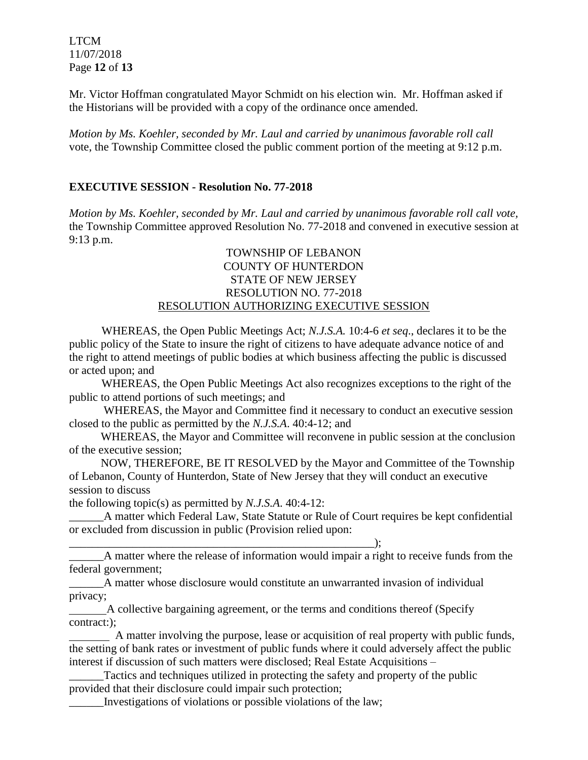Mr. Victor Hoffman congratulated Mayor Schmidt on his election win. Mr. Hoffman asked if the Historians will be provided with a copy of the ordinance once amended.

*Motion by Ms. Koehler, seconded by Mr. Laul and carried by unanimous favorable roll call* vote, the Township Committee closed the public comment portion of the meeting at 9:12 p.m.

**EXECUTIVE SESSION - Resolution No. 77-2018**

*Motion by Ms. Koehler, seconded by Mr. Laul and carried by unanimous favorable roll call vote,* the Township Committee approved Resolution No. 77-2018 and convened in executive session at 9:13 p.m.

TOWNSHIP OF LEBANON
COUNTY OF HUNTERDON
STATE OF NEW JERSEY
RESOLUTION NO. 77-2018
RESOLUTION AUTHORIZING EXECUTIVE SESSION

WHEREAS, the Open Public Meetings Act; *N.J.S.A.* 10:4-6 *et seq*., declares it to be the public policy of the State to insure the right of citizens to have adequate advance notice of and the right to attend meetings of public bodies at which business affecting the public is discussed or acted upon; and

WHEREAS, the Open Public Meetings Act also recognizes exceptions to the right of the public to attend portions of such meetings; and

WHEREAS, the Mayor and Committee find it necessary to conduct an executive session closed to the public as permitted by the *N.J.S.A*. 40:4-12; and

WHEREAS, the Mayor and Committee will reconvene in public session at the conclusion of the executive session;

NOW, THEREFORE, BE IT RESOLVED by the Mayor and Committee of the Township of Lebanon, County of Hunterdon, State of New Jersey that they will conduct an executive session to discuss

the following topic(s) as permitted by *N.J.S.A*. 40:4-12:

______A matter which Federal Law, State Statute or Rule of Court requires be kept confidential or excluded from discussion in public (Provision relied upon:
_______________________________________________________);

______A matter where the release of information would impair a right to receive funds from the federal government;

______A matter whose disclosure would constitute an unwarranted invasion of individual privacy;

______A collective bargaining agreement, or the terms and conditions thereof (Specify contract:);

_______ A matter involving the purpose, lease or acquisition of real property with public funds, the setting of bank rates or investment of public funds where it could adversely affect the public interest if discussion of such matters were disclosed; Real Estate Acquisitions –

______Tactics and techniques utilized in protecting the safety and property of the public provided that their disclosure could impair such protection;

______Investigations of violations or possible violations of the law;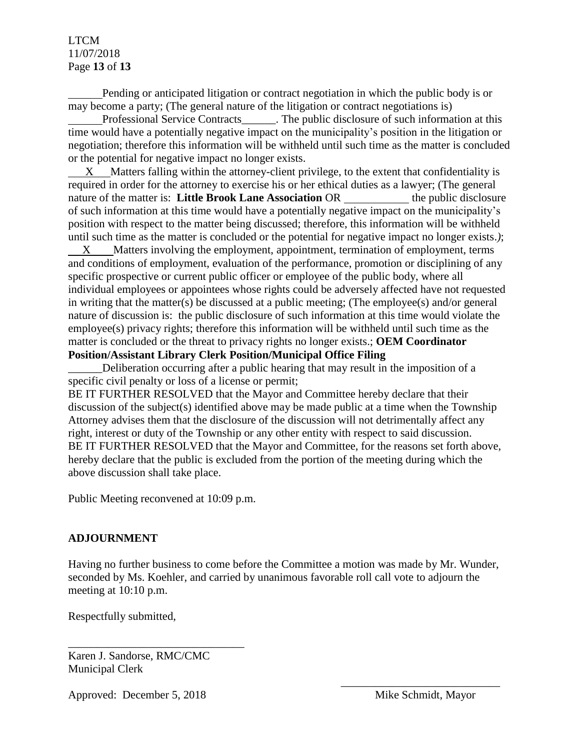______Pending or anticipated litigation or contract negotiation in which the public body is or may become a party; (The general nature of the litigation or contract negotiations is)
______Professional Service Contracts______. The public disclosure of such information at this time would have a potentially negative impact on the municipality's position in the litigation or negotiation; therefore this information will be withheld until such time as the matter is concluded or the potential for negative impact no longer exists.

___X___Matters falling within the attorney-client privilege, to the extent that confidentiality is required in order for the attorney to exercise his or her ethical duties as a lawyer; (The general nature of the matter is: **Little Brook Lane Association** OR ___________ the public disclosure of such information at this time would have a potentially negative impact on the municipality's position with respect to the matter being discussed; therefore, this information will be withheld until such time as the matter is concluded or the potential for negative impact no longer exists.*)*;

___X___Matters involving the employment, appointment, termination of employment, terms and conditions of employment, evaluation of the performance, promotion or disciplining of any specific prospective or current public officer or employee of the public body, where all individual employees or appointees whose rights could be adversely affected have not requested in writing that the matter(s) be discussed at a public meeting; (The employee(s) and/or general nature of discussion is: the public disclosure of such information at this time would violate the employee(s) privacy rights; therefore this information will be withheld until such time as the matter is concluded or the threat to privacy rights no longer exists.; **OEM Coordinator Position/Assistant Library Clerk Position/Municipal Office Filing**

______Deliberation occurring after a public hearing that may result in the imposition of a specific civil penalty or loss of a license or permit;

BE IT FURTHER RESOLVED that the Mayor and Committee hereby declare that their discussion of the subject(s) identified above may be made public at a time when the Township Attorney advises them that the disclosure of the discussion will not detrimentally affect any right, interest or duty of the Township or any other entity with respect to said discussion.

BE IT FURTHER RESOLVED that the Mayor and Committee, for the reasons set forth above, hereby declare that the public is excluded from the portion of the meeting during which the above discussion shall take place.

Public Meeting reconvened at 10:09 p.m.

## ADJOURNMENT

Having no further business to come before the Committee a motion was made by Mr. Wunder, seconded by Ms. Koehler, and carried by unanimous favorable roll call vote to adjourn the meeting at 10:10 p.m.

Respectfully submitted,

_______________________________
Karen J. Sandorse, RMC/CMC
Municipal Clerk

Approved: December 5, 2018

_______________________________
Mike Schmidt, Mayor